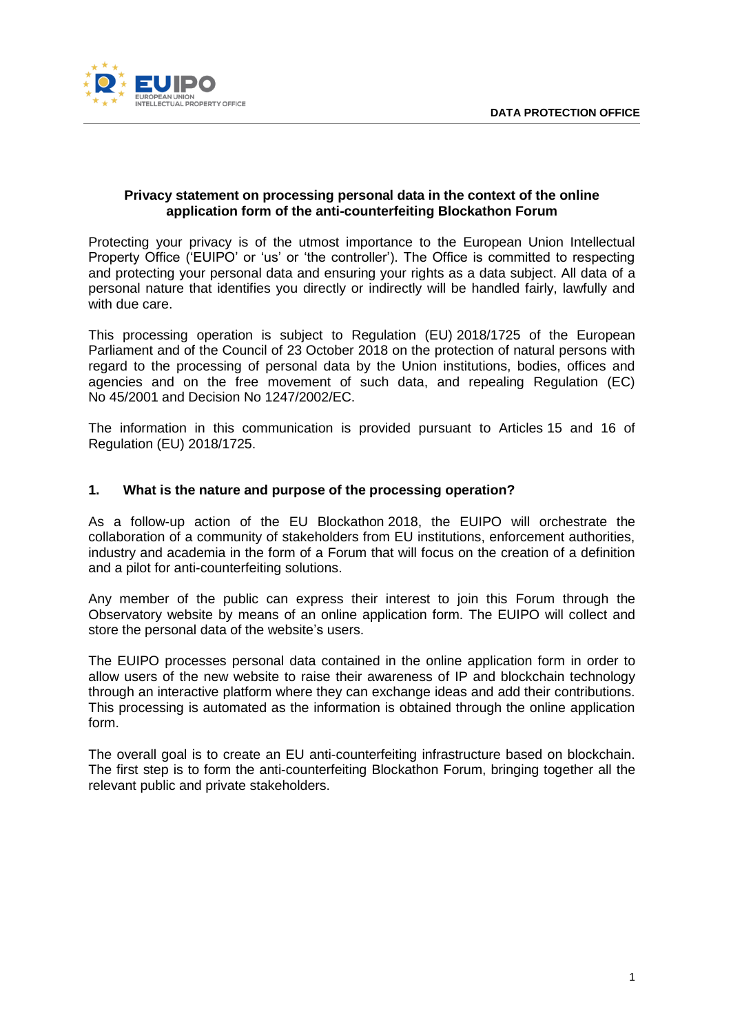**Privacy statement on processing personal data in the context of the online application form of the anti-counterfeiting Blockathon Forum**

Protecting your privacy is of the utmost importance to the European Union Intellectual Property Office ('EUIPO' or 'us' or 'the controller'). The Office is committed to respecting and protecting your personal data and ensuring your rights as a data subject. All data of a personal nature that identifies you directly or indirectly will be handled fairly, lawfully and with due care.

This processing operation is subject to Regulation (EU) 2018/1725 of the European Parliament and of the Council of 23 October 2018 on the protection of natural persons with regard to the processing of personal data by the Union institutions, bodies, offices and agencies and on the free movement of such data, and repealing Regulation (EC) No 45/2001 and Decision No 1247/2002/EC.

The information in this communication is provided pursuant to Articles 15 and 16 of Regulation (EU) 2018/1725.

## 1. What is the nature and purpose of the processing operation?

As a follow-up action of the EU Blockathon 2018, the EUIPO will orchestrate the collaboration of a community of stakeholders from EU institutions, enforcement authorities, industry and academia in the form of a Forum that will focus on the creation of a definition and a pilot for anti-counterfeiting solutions.

Any member of the public can express their interest to join this Forum through the Observatory website by means of an online application form. The EUIPO will collect and store the personal data of the website's users.

The EUIPO processes personal data contained in the online application form in order to allow users of the new website to raise their awareness of IP and blockchain technology through an interactive platform where they can exchange ideas and add their contributions. This processing is automated as the information is obtained through the online application form.

The overall goal is to create an EU anti-counterfeiting infrastructure based on blockchain. The first step is to form the anti-counterfeiting Blockathon Forum, bringing together all the relevant public and private stakeholders.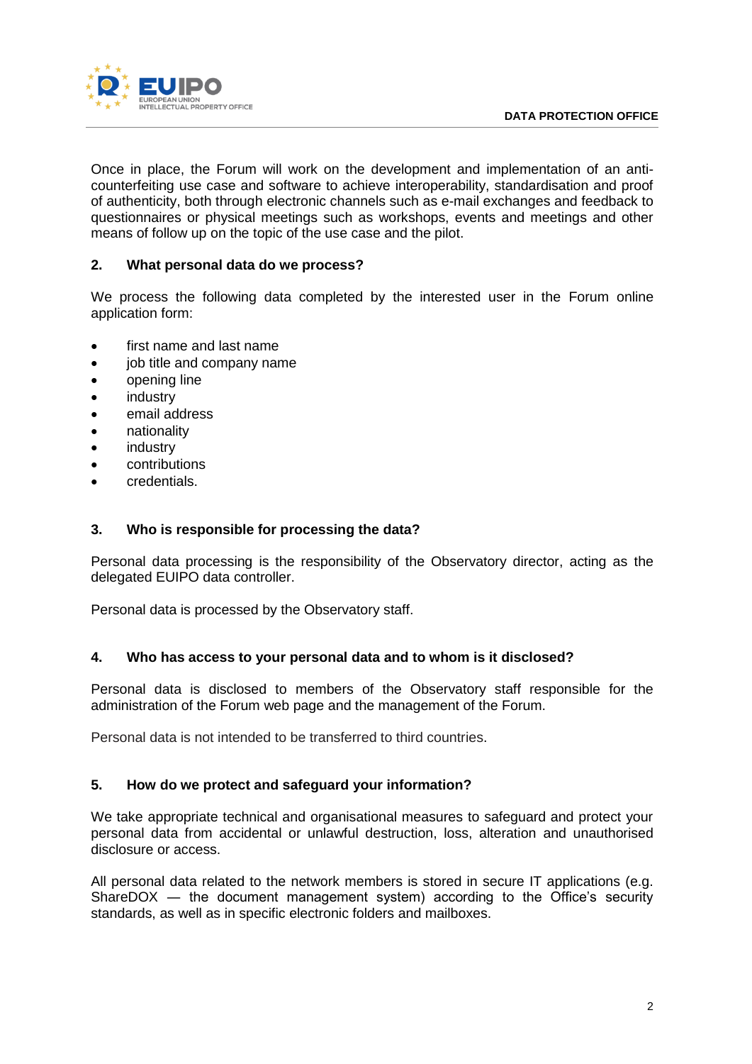Once in place, the Forum will work on the development and implementation of an anti-counterfeiting use case and software to achieve interoperability, standardisation and proof of authenticity, both through electronic channels such as e-mail exchanges and feedback to questionnaires or physical meetings such as workshops, events and meetings and other means of follow up on the topic of the use case and the pilot.

## 2. What personal data do we process?

We process the following data completed by the interested user in the Forum online application form:

- first name and last name
- job title and company name
- opening line
- industry
- email address
- nationality
- industry
- contributions
- credentials.

## 3. Who is responsible for processing the data?

Personal data processing is the responsibility of the Observatory director, acting as the delegated EUIPO data controller.

Personal data is processed by the Observatory staff.

## 4. Who has access to your personal data and to whom is it disclosed?

Personal data is disclosed to members of the Observatory staff responsible for the administration of the Forum web page and the management of the Forum.

Personal data is not intended to be transferred to third countries.

## 5. How do we protect and safeguard your information?

We take appropriate technical and organisational measures to safeguard and protect your personal data from accidental or unlawful destruction, loss, alteration and unauthorised disclosure or access.

All personal data related to the network members is stored in secure IT applications (e.g. ShareDOX — the document management system) according to the Office's security standards, as well as in specific electronic folders and mailboxes.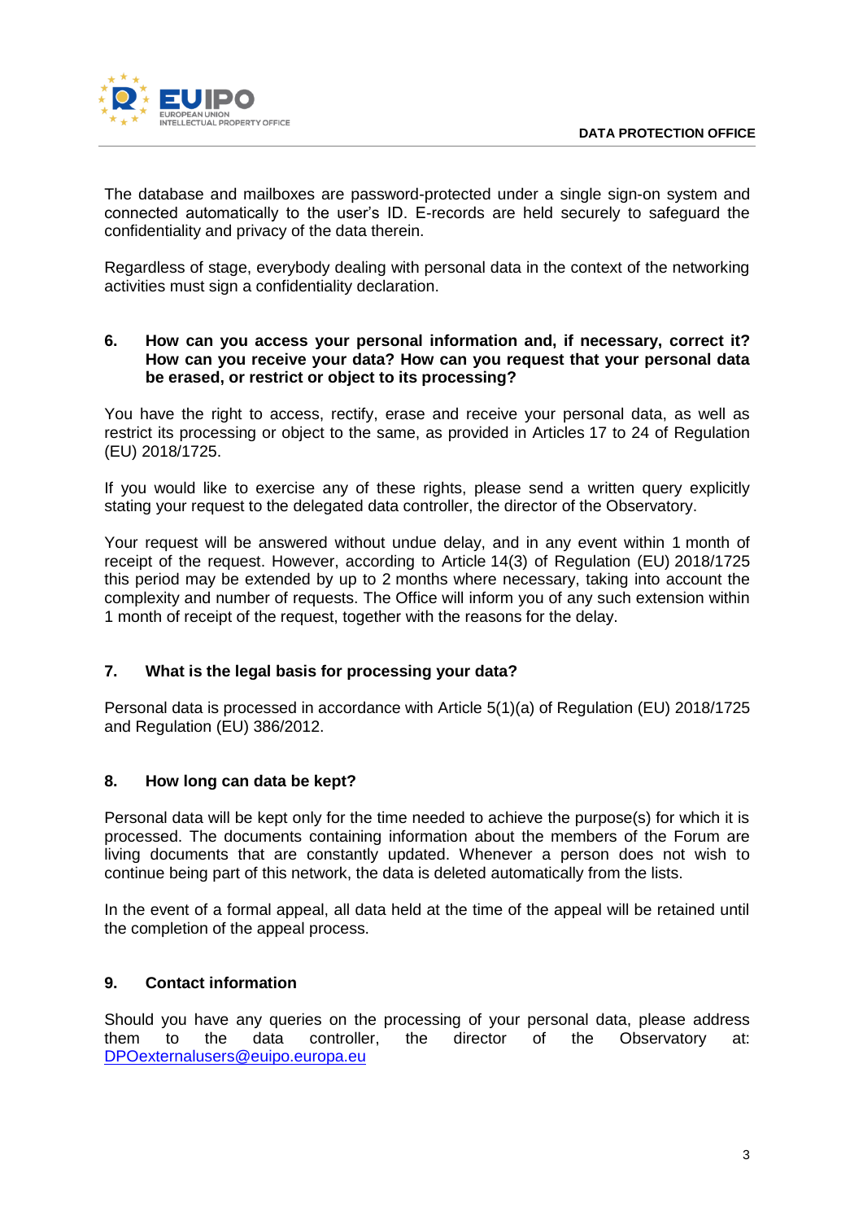The database and mailboxes are password-protected under a single sign-on system and connected automatically to the user's ID. E-records are held securely to safeguard the confidentiality and privacy of the data therein.

Regardless of stage, everybody dealing with personal data in the context of the networking activities must sign a confidentiality declaration.

## 6. How can you access your personal information and, if necessary, correct it? How can you receive your data? How can you request that your personal data be erased, or restrict or object to its processing?

You have the right to access, rectify, erase and receive your personal data, as well as restrict its processing or object to the same, as provided in Articles 17 to 24 of Regulation (EU) 2018/1725.

If you would like to exercise any of these rights, please send a written query explicitly stating your request to the delegated data controller, the director of the Observatory.

Your request will be answered without undue delay, and in any event within 1 month of receipt of the request. However, according to Article 14(3) of Regulation (EU) 2018/1725 this period may be extended by up to 2 months where necessary, taking into account the complexity and number of requests. The Office will inform you of any such extension within 1 month of receipt of the request, together with the reasons for the delay.

## 7. What is the legal basis for processing your data?

Personal data is processed in accordance with Article 5(1)(a) of Regulation (EU) 2018/1725 and Regulation (EU) 386/2012.

## 8. How long can data be kept?

Personal data will be kept only for the time needed to achieve the purpose(s) for which it is processed. The documents containing information about the members of the Forum are living documents that are constantly updated. Whenever a person does not wish to continue being part of this network, the data is deleted automatically from the lists.

In the event of a formal appeal, all data held at the time of the appeal will be retained until the completion of the appeal process.

## 9. Contact information

Should you have any queries on the processing of your personal data, please address them to the data controller, the director of the Observatory at: [DPOexternalusers@euipo.europa.eu](mailto:DPOexternalusers@euipo.europa.eu)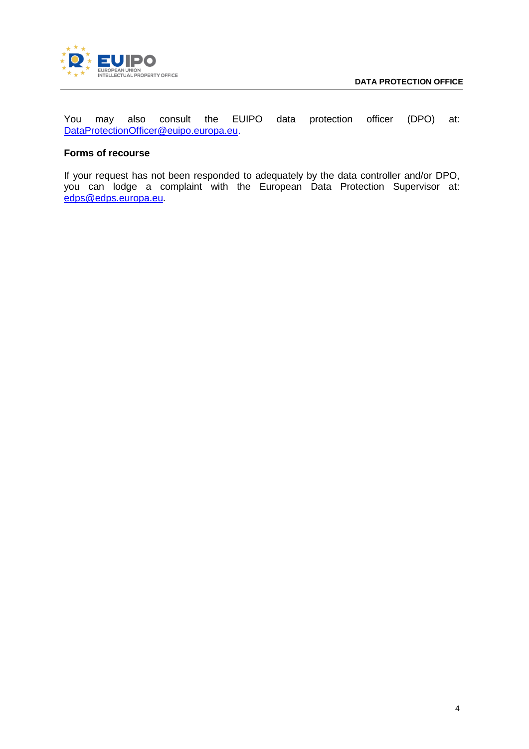You may also consult the EUIPO data protection officer (DPO) at: DataProtectionOfficer@euipo.europa.eu.

**Forms of recourse**

If your request has not been responded to adequately by the data controller and/or DPO, you can lodge a complaint with the European Data Protection Supervisor at: edps@edps.europa.eu.